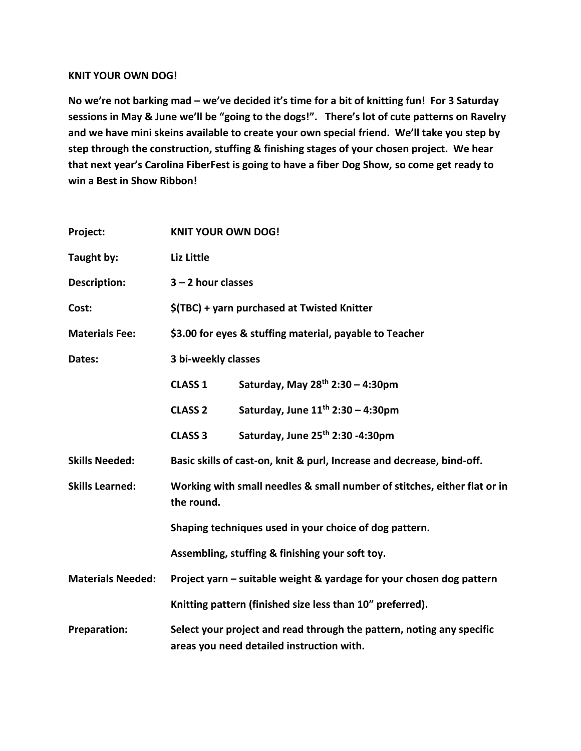**KNIT YOUR OWN DOG!**

**No we're not barking mad – we've decided it's time for a bit of knitting fun! For 3 Saturday sessions in May & June we'll be "going to the dogs!". There's lot of cute patterns on Ravelry and we have mini skeins available to create your own special friend. We'll take you step by step through the construction, stuffing & finishing stages of your chosen project. We hear that next year's Carolina FiberFest is going to have a fiber Dog Show, so come get ready to win a Best in Show Ribbon!**

| | | |
|---|---|---|
| **Project:** | **KNIT YOUR OWN DOG!** | |
| **Taught by:** | **Liz Little** | |
| **Description:** | **3 – 2 hour classes** | |
| **Cost:** | **$(TBC) + yarn purchased at Twisted Knitter** | |
| **Materials Fee:** | **$3.00 for eyes & stuffing material, payable to Teacher** | |
| **Dates:** | **3 bi-weekly classes** | |
| | **CLASS 1** | **Saturday, May 28th 2:30 – 4:30pm** |
| | **CLASS 2** | **Saturday, June 11th 2:30 – 4:30pm** |
| | **CLASS 3** | **Saturday, June 25th 2:30 -4:30pm** |
| **Skills Needed:** | **Basic skills of cast-on, knit & purl, Increase and decrease, bind-off.** | |
| **Skills Learned:** | **Working with small needles & small number of stitches, either flat or in the round.** | |
| | **Shaping techniques used in your choice of dog pattern.** | |
| | **Assembling, stuffing & finishing your soft toy.** | |
| **Materials Needed:** | **Project yarn – suitable weight & yardage for your chosen dog pattern** | |
| | **Knitting pattern (finished size less than 10" preferred).** | |
| **Preparation:** | **Select your project and read through the pattern, noting any specific areas you need detailed instruction with.** | |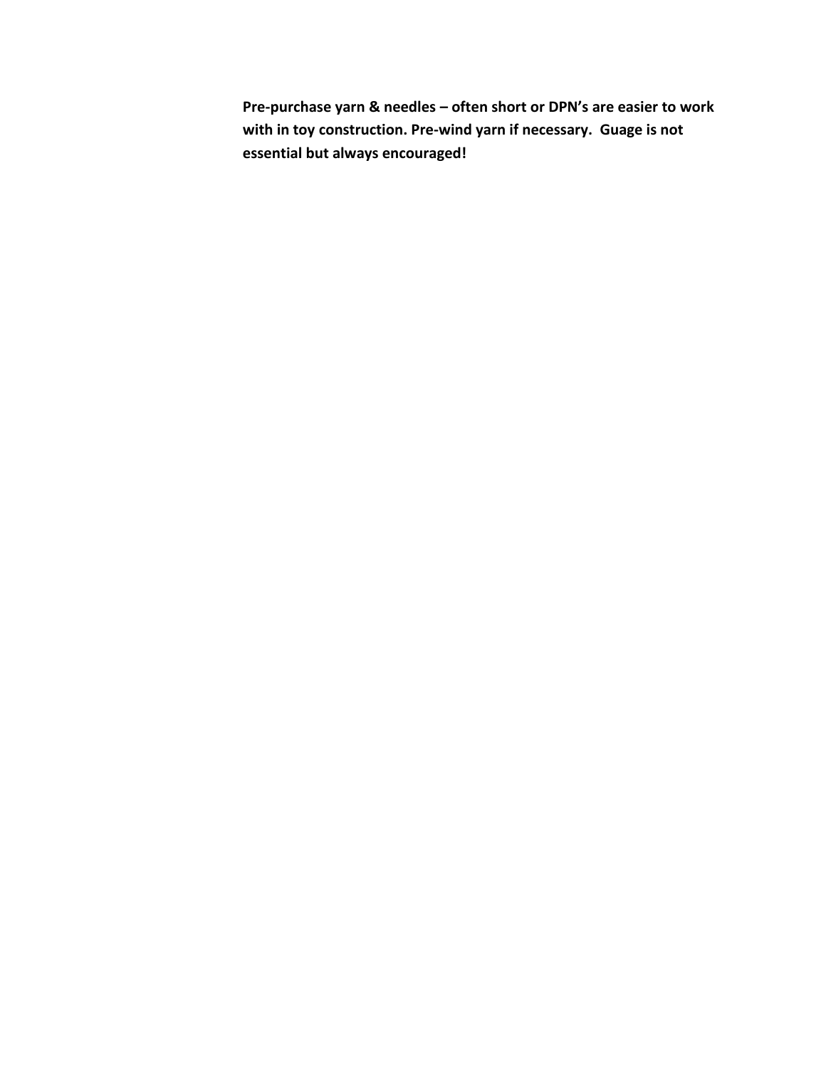**Pre-purchase yarn & needles – often short or DPN's are easier to work with in toy construction. Pre-wind yarn if necessary. Guage is not essential but always encouraged!**